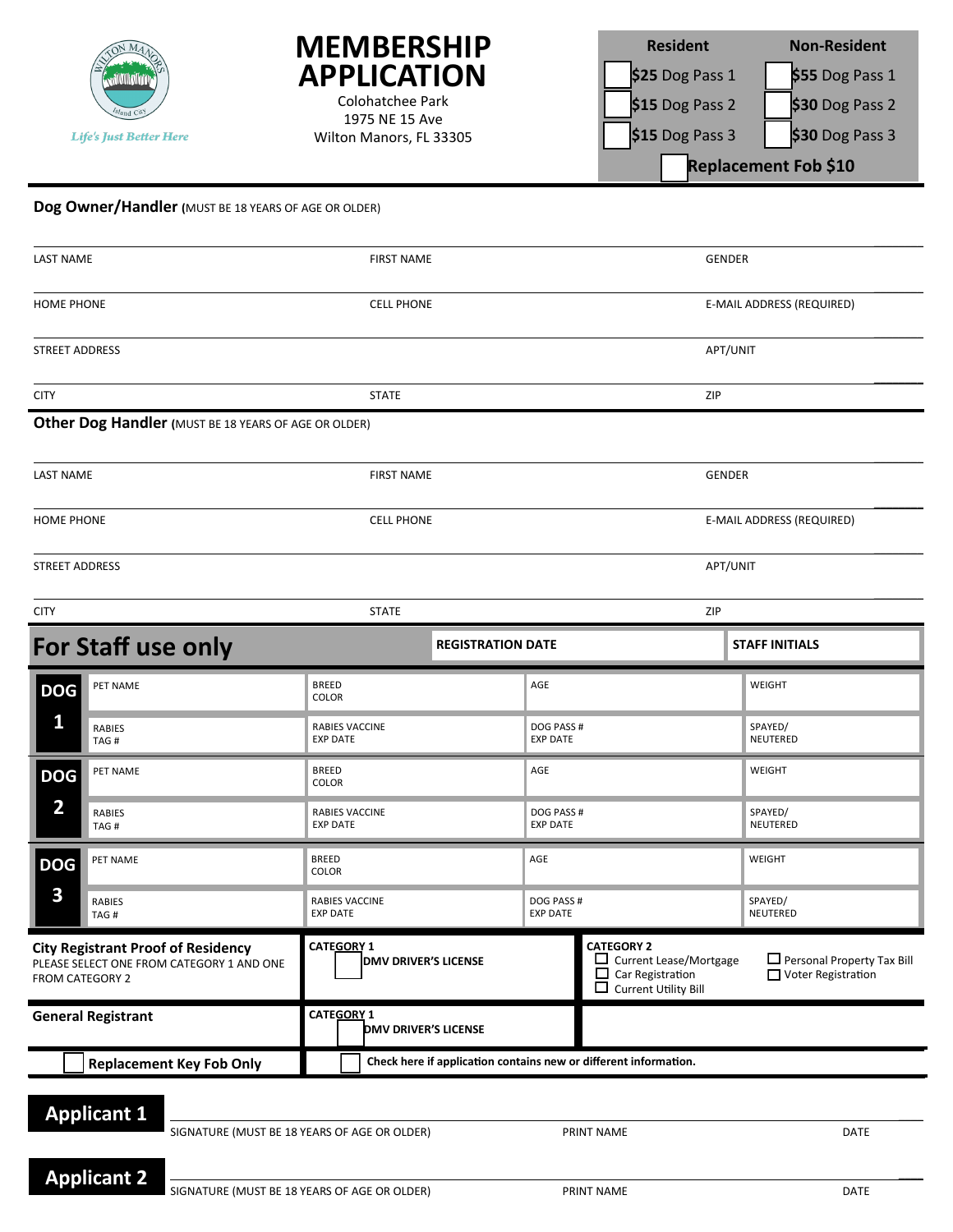Life's Just Better Here

# MEMBERSHIP APPLICATION

Colohatchee Park
1975 NE 15 Ave
Wilton Manors, FL 33305

| Resident | Non-Resident |
|---|---|
| ☐ $25 Dog Pass 1 | ☐ $55 Dog Pass 1 |
| ☐ $15 Dog Pass 2 | ☐ $30 Dog Pass 2 |
| ☐ $15 Dog Pass 3 | ☐ $30 Dog Pass 3 |
| ☐ Replacement Fob $10 | |

## Dog Owner/Handler (MUST BE 18 YEARS OF AGE OR OLDER)

| LAST NAME | FIRST NAME | GENDER |
|---|---|---|
| HOME PHONE | CELL PHONE | E-MAIL ADDRESS (REQUIRED) |
| STREET ADDRESS | | APT/UNIT |
| CITY | STATE | ZIP |

## Other Dog Handler (MUST BE 18 YEARS OF AGE OR OLDER)

| LAST NAME | FIRST NAME | GENDER |
|---|---|---|
| HOME PHONE | CELL PHONE | E-MAIL ADDRESS (REQUIRED) |
| STREET ADDRESS | | APT/UNIT |
| CITY | STATE | ZIP |

## For Staff use only

| REGISTRATION DATE | STAFF INITIALS |
|---|---|
| | |

| | | | | |
|---|---|---|---|---|
| DOG 1 | PET NAME | BREED COLOR | AGE | WEIGHT |
| | RABIES TAG # | RABIES VACCINE EXP DATE | DOG PASS # EXP DATE | SPAYED/ NEUTERED |
| DOG 2 | PET NAME | BREED COLOR | AGE | WEIGHT |
| | RABIES TAG # | RABIES VACCINE EXP DATE | DOG PASS # EXP DATE | SPAYED/ NEUTERED |
| DOG 3 | PET NAME | BREED COLOR | AGE | WEIGHT |
| | RABIES TAG # | RABIES VACCINE EXP DATE | DOG PASS # EXP DATE | SPAYED/ NEUTERED |

| | | |
|---|---|---|
| **City Registrant Proof of Residency** PLEASE SELECT ONE FROM CATEGORY 1 AND ONE FROM CATEGORY 2 | **CATEGORY 1** ☐ **DMV DRIVER'S LICENSE** | **CATEGORY 2** ☐ Current Lease/Mortgage ☐ Car Registration ☐ Current Utility Bill ☐ Personal Property Tax Bill ☐ Voter Registration |
| **General Registrant** | **CATEGORY 1** ☐ **DMV DRIVER'S LICENSE** | |
| ☐ **Replacement Key Fob Only** | ☐ **Check here if application contains new or different information.** | |

**Applicant 1**

SIGNATURE (MUST BE 18 YEARS OF AGE OR OLDER) &nbsp;&nbsp;&nbsp; PRINT NAME &nbsp;&nbsp;&nbsp; DATE

**Applicant 2**

SIGNATURE (MUST BE 18 YEARS OF AGE OR OLDER) &nbsp;&nbsp;&nbsp; PRINT NAME &nbsp;&nbsp;&nbsp; DATE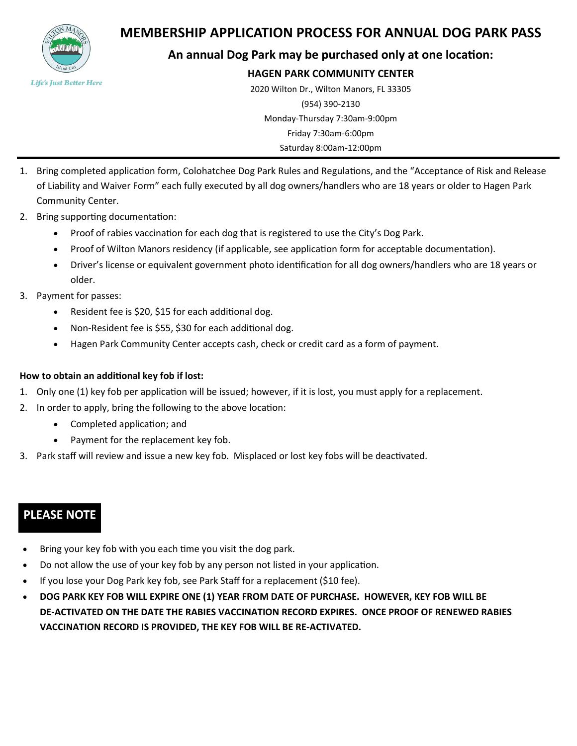# MEMBERSHIP APPLICATION PROCESS FOR ANNUAL DOG PARK PASS

## An annual Dog Park may be purchased only at one location:

**HAGEN PARK COMMUNITY CENTER**

2020 Wilton Dr., Wilton Manors, FL 33305

(954) 390-2130

Monday-Thursday 7:30am-9:00pm

Friday 7:30am-6:00pm

Saturday 8:00am-12:00pm

1. Bring completed application form, Colohatchee Dog Park Rules and Regulations, and the "Acceptance of Risk and Release of Liability and Waiver Form" each fully executed by all dog owners/handlers who are 18 years or older to Hagen Park Community Center.
2. Bring supporting documentation:
   - Proof of rabies vaccination for each dog that is registered to use the City's Dog Park.
   - Proof of Wilton Manors residency (if applicable, see application form for acceptable documentation).
   - Driver's license or equivalent government photo identification for all dog owners/handlers who are 18 years or older.
3. Payment for passes:
   - Resident fee is $20, $15 for each additional dog.
   - Non-Resident fee is $55, $30 for each additional dog.
   - Hagen Park Community Center accepts cash, check or credit card as a form of payment.

**How to obtain an additional key fob if lost:**

1. Only one (1) key fob per application will be issued; however, if it is lost, you must apply for a replacement.
2. In order to apply, bring the following to the above location:
   - Completed application; and
   - Payment for the replacement key fob.
3. Park staff will review and issue a new key fob. Misplaced or lost key fobs will be deactivated.

## PLEASE NOTE

- Bring your key fob with you each time you visit the dog park.
- Do not allow the use of your key fob by any person not listed in your application.
- If you lose your Dog Park key fob, see Park Staff for a replacement ($10 fee).
- **DOG PARK KEY FOB WILL EXPIRE ONE (1) YEAR FROM DATE OF PURCHASE. HOWEVER, KEY FOB WILL BE DE-ACTIVATED ON THE DATE THE RABIES VACCINATION RECORD EXPIRES. ONCE PROOF OF RENEWED RABIES VACCINATION RECORD IS PROVIDED, THE KEY FOB WILL BE RE-ACTIVATED.**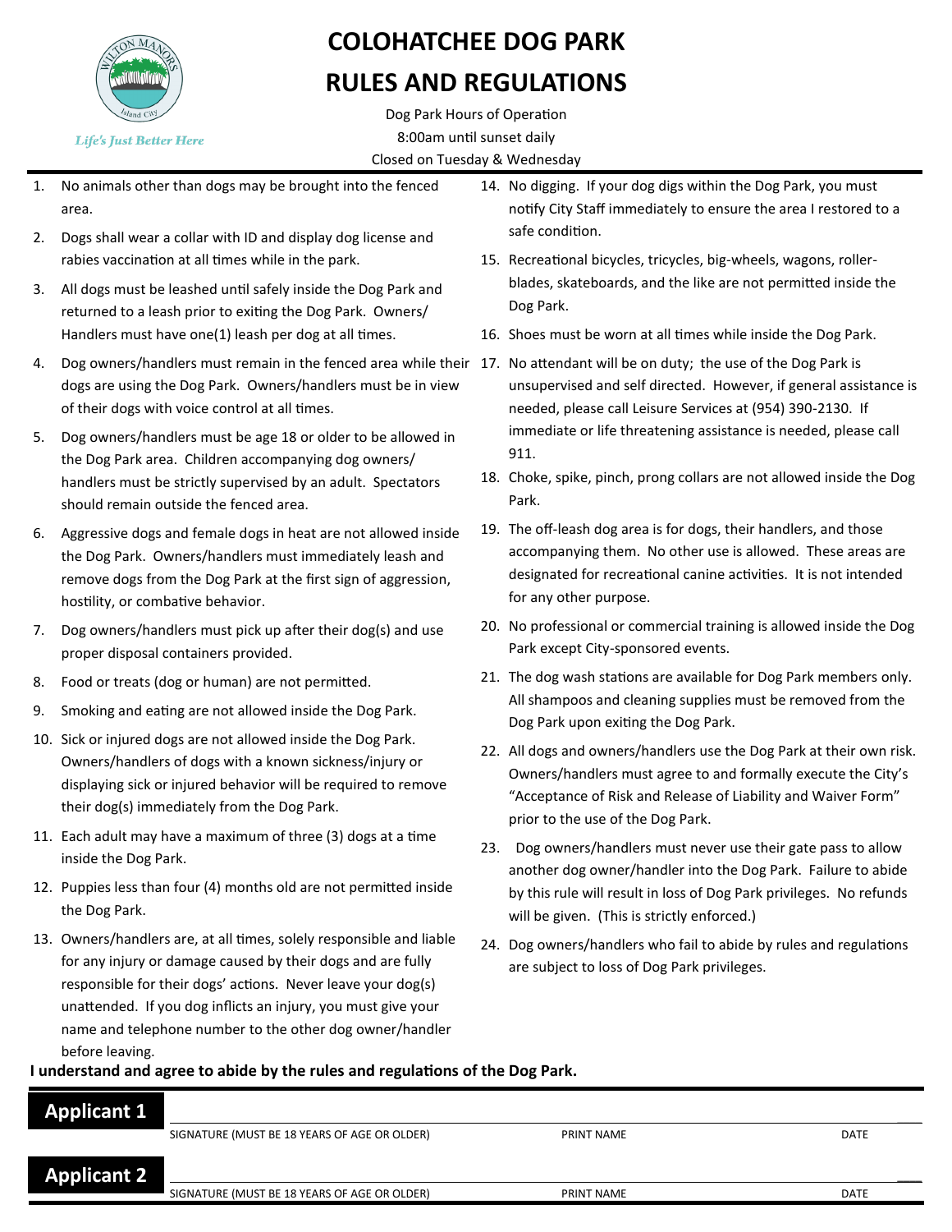Life's Just Better Here

# COLOHATCHEE DOG PARK RULES AND REGULATIONS

Dog Park Hours of Operation
8:00am until sunset daily
Closed on Tuesday & Wednesday

1. No animals other than dogs may be brought into the fenced area.
2. Dogs shall wear a collar with ID and display dog license and rabies vaccination at all times while in the park.
3. All dogs must be leashed until safely inside the Dog Park and returned to a leash prior to exiting the Dog Park. Owners/ Handlers must have one(1) leash per dog at all times.
4. Dog owners/handlers must remain in the fenced area while their dogs are using the Dog Park. Owners/handlers must be in view of their dogs with voice control at all times.
5. Dog owners/handlers must be age 18 or older to be allowed in the Dog Park area. Children accompanying dog owners/ handlers must be strictly supervised by an adult. Spectators should remain outside the fenced area.
6. Aggressive dogs and female dogs in heat are not allowed inside the Dog Park. Owners/handlers must immediately leash and remove dogs from the Dog Park at the first sign of aggression, hostility, or combative behavior.
7. Dog owners/handlers must pick up after their dog(s) and use proper disposal containers provided.
8. Food or treats (dog or human) are not permitted.
9. Smoking and eating are not allowed inside the Dog Park.
10. Sick or injured dogs are not allowed inside the Dog Park. Owners/handlers of dogs with a known sickness/injury or displaying sick or injured behavior will be required to remove their dog(s) immediately from the Dog Park.
11. Each adult may have a maximum of three (3) dogs at a time inside the Dog Park.
12. Puppies less than four (4) months old are not permitted inside the Dog Park.
13. Owners/handlers are, at all times, solely responsible and liable for any injury or damage caused by their dogs and are fully responsible for their dogs' actions. Never leave your dog(s) unattended. If you dog inflicts an injury, you must give your name and telephone number to the other dog owner/handler before leaving.
14. No digging. If your dog digs within the Dog Park, you must notify City Staff immediately to ensure the area I restored to a safe condition.
15. Recreational bicycles, tricycles, big-wheels, wagons, roller-blades, skateboards, and the like are not permitted inside the Dog Park.
16. Shoes must be worn at all times while inside the Dog Park.
17. No attendant will be on duty; the use of the Dog Park is unsupervised and self directed. However, if general assistance is needed, please call Leisure Services at (954) 390-2130. If immediate or life threatening assistance is needed, please call 911.
18. Choke, spike, pinch, prong collars are not allowed inside the Dog Park.
19. The off-leash dog area is for dogs, their handlers, and those accompanying them. No other use is allowed. These areas are designated for recreational canine activities. It is not intended for any other purpose.
20. No professional or commercial training is allowed inside the Dog Park except City-sponsored events.
21. The dog wash stations are available for Dog Park members only. All shampoos and cleaning supplies must be removed from the Dog Park upon exiting the Dog Park.
22. All dogs and owners/handlers use the Dog Park at their own risk. Owners/handlers must agree to and formally execute the City's "Acceptance of Risk and Release of Liability and Waiver Form" prior to the use of the Dog Park.
23. Dog owners/handlers must never use their gate pass to allow another dog owner/handler into the Dog Park. Failure to abide by this rule will result in loss of Dog Park privileges. No refunds will be given. (This is strictly enforced.)
24. Dog owners/handlers who fail to abide by rules and regulations are subject to loss of Dog Park privileges.

**I understand and agree to abide by the rules and regulations of the Dog Park.**

**Applicant 1**

SIGNATURE (MUST BE 18 YEARS OF AGE OR OLDER) ____________ PRINT NAME ____________ DATE ____________

**Applicant 2**

SIGNATURE (MUST BE 18 YEARS OF AGE OR OLDER) ____________ PRINT NAME ____________ DATE ____________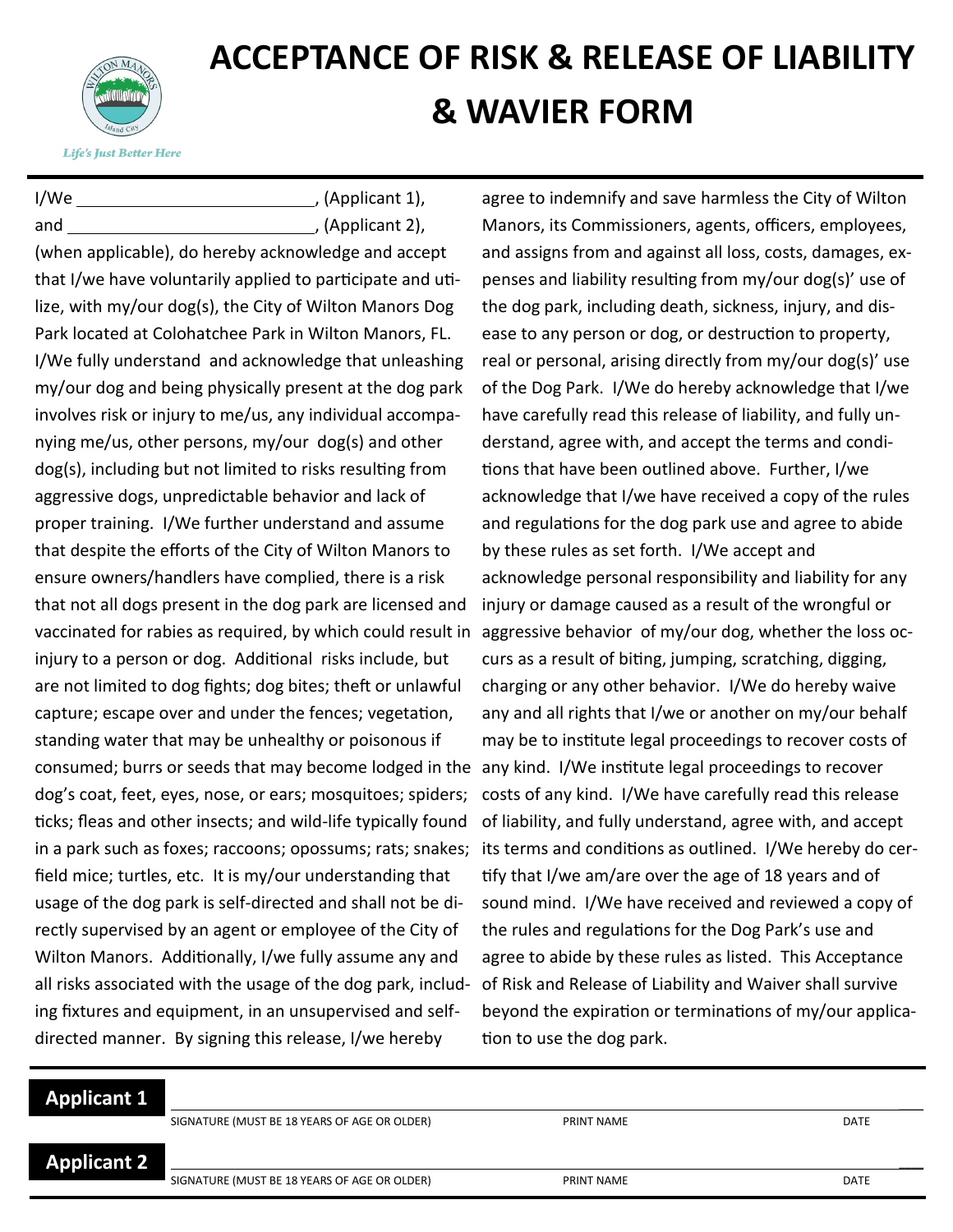Life's Just Better Here

# ACCEPTANCE OF RISK & RELEASE OF LIABILITY & WAVIER FORM

I/We ___________________________, (Applicant 1), and ___________________________, (Applicant 2), (when applicable), do hereby acknowledge and accept that I/we have voluntarily applied to participate and utilize, with my/our dog(s), the City of Wilton Manors Dog Park located at Colohatchee Park in Wilton Manors, FL. I/We fully understand and acknowledge that unleashing my/our dog and being physically present at the dog park involves risk or injury to me/us, any individual accompanying me/us, other persons, my/our dog(s) and other dog(s), including but not limited to risks resulting from aggressive dogs, unpredictable behavior and lack of proper training. I/We further understand and assume that despite the efforts of the City of Wilton Manors to ensure owners/handlers have complied, there is a risk that not all dogs present in the dog park are licensed and vaccinated for rabies as required, by which could result in injury to a person or dog. Additional risks include, but are not limited to dog fights; dog bites; theft or unlawful capture; escape over and under the fences; vegetation, standing water that may be unhealthy or poisonous if consumed; burrs or seeds that may become lodged in the dog's coat, feet, eyes, nose, or ears; mosquitoes; spiders; ticks; fleas and other insects; and wild-life typically found in a park such as foxes; raccoons; opossums; rats; snakes; field mice; turtles, etc. It is my/our understanding that usage of the dog park is self-directed and shall not be directly supervised by an agent or employee of the City of Wilton Manors. Additionally, I/we fully assume any and all risks associated with the usage of the dog park, including fixtures and equipment, in an unsupervised and self-directed manner. By signing this release, I/we hereby agree to indemnify and save harmless the City of Wilton Manors, its Commissioners, agents, officers, employees, and assigns from and against all loss, costs, damages, expenses and liability resulting from my/our dog(s)' use of the dog park, including death, sickness, injury, and disease to any person or dog, or destruction to property, real or personal, arising directly from my/our dog(s)' use of the Dog Park. I/We do hereby acknowledge that I/we have carefully read this release of liability, and fully understand, agree with, and accept the terms and conditions that have been outlined above. Further, I/we acknowledge that I/we have received a copy of the rules and regulations for the dog park use and agree to abide by these rules as set forth. I/We accept and acknowledge personal responsibility and liability for any injury or damage caused as a result of the wrongful or aggressive behavior of my/our dog, whether the loss occurs as a result of biting, jumping, scratching, digging, charging or any other behavior. I/We do hereby waive any and all rights that I/we or another on my/our behalf may be to institute legal proceedings to recover costs of any kind. I/We institute legal proceedings to recover costs of any kind. I/We have carefully read this release of liability, and fully understand, agree with, and accept its terms and conditions as outlined. I/We hereby do certify that I/we am/are over the age of 18 years and of sound mind. I/We have received and reviewed a copy of the rules and regulations for the Dog Park's use and agree to abide by these rules as listed. This Acceptance of Risk and Release of Liability and Waiver shall survive beyond the expiration or terminations of my/our application to use the dog park.

**Applicant 1**

___________________________ ___________________________ ___________
SIGNATURE (MUST BE 18 YEARS OF AGE OR OLDER) PRINT NAME DATE

**Applicant 2**

___________________________ ___________________________ ___________
SIGNATURE (MUST BE 18 YEARS OF AGE OR OLDER) PRINT NAME DATE